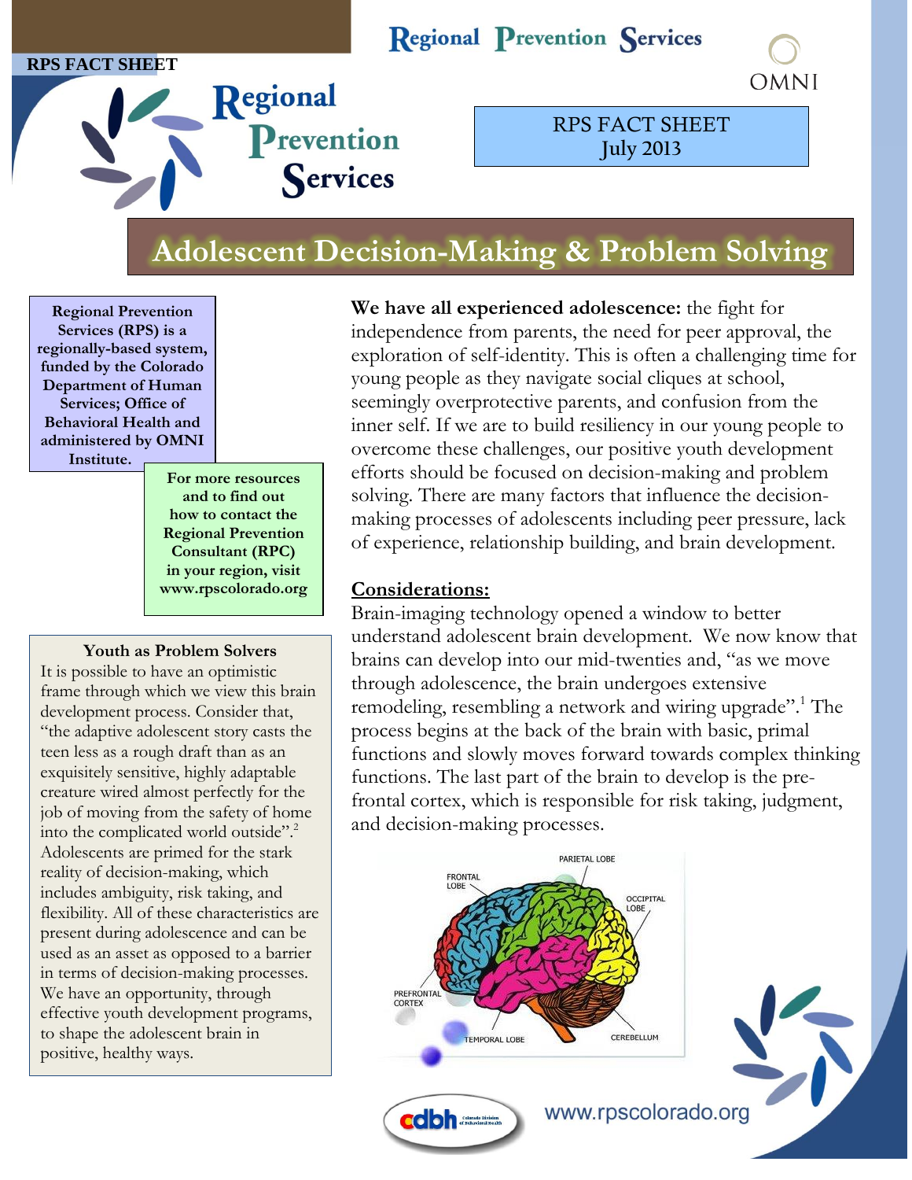RPS FACT SHEET

# Regional Prevention Services

RPS FACT SHEET
July 2013

## Adolescent Decision-Making & Problem Solving

**Regional Prevention Services (RPS) is a regionally-based system, funded by the Colorado Department of Human Services; Office of Behavioral Health and administered by OMNI Institute.**

**For more resources and to find out how to contact the Regional Prevention Consultant (RPC) in your region, visit www.rpscolorado.org**

**We have all experienced adolescence:** the fight for independence from parents, the need for peer approval, the exploration of self-identity. This is often a challenging time for young people as they navigate social cliques at school, seemingly overprotective parents, and confusion from the inner self. If we are to build resiliency in our young people to overcome these challenges, our positive youth development efforts should be focused on decision-making and problem solving. There are many factors that influence the decision-making processes of adolescents including peer pressure, lack of experience, relationship building, and brain development.

### Considerations:

Brain-imaging technology opened a window to better understand adolescent brain development. We now know that brains can develop into our mid-twenties and, "as we move through adolescence, the brain undergoes extensive remodeling, resembling a network and wiring upgrade".[1] The process begins at the back of the brain with basic, primal functions and slowly moves forward towards complex thinking functions. The last part of the brain to develop is the pre-frontal cortex, which is responsible for risk taking, judgment, and decision-making processes.

FRONTAL LOBE, PARIETAL LOBE, OCCIPITAL LOBE, PREFRONTAL CORTEX, TEMPORAL LOBE, CEREBELLUM

### Youth as Problem Solvers

It is possible to have an optimistic frame through which we view this brain development process. Consider that, "the adaptive adolescent story casts the teen less as a rough draft than as an exquisitely sensitive, highly adaptable creature wired almost perfectly for the job of moving from the safety of home into the complicated world outside".[2] Adolescents are primed for the stark reality of decision-making, which includes ambiguity, risk taking, and flexibility. All of these characteristics are present during adolescence and can be used as an asset as opposed to a barrier in terms of decision-making processes. We have an opportunity, through effective youth development programs, to shape the adolescent brain in positive, healthy ways.

www.rpscolorado.org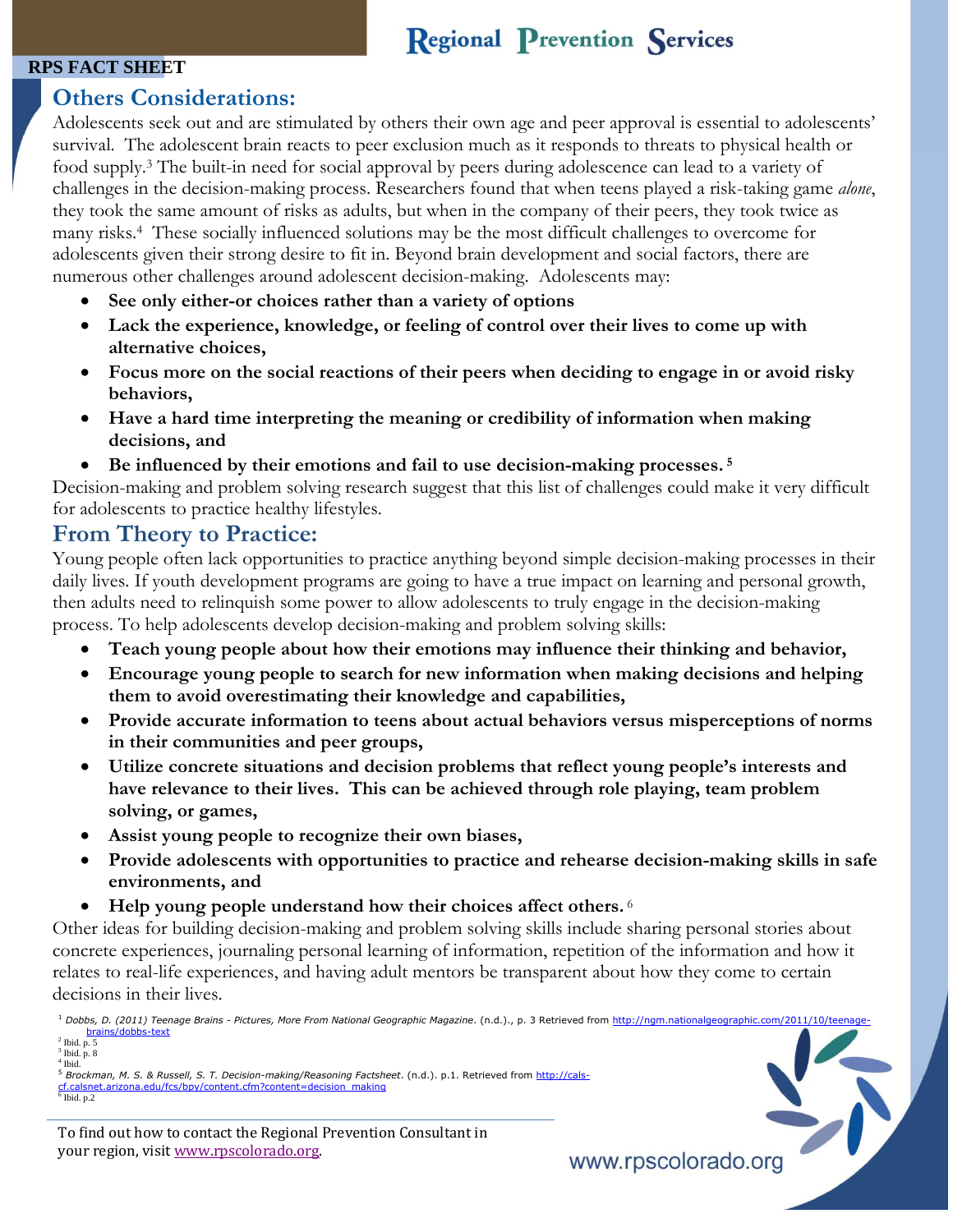## Others Considerations:

Adolescents seek out and are stimulated by others their own age and peer approval is essential to adolescents' survival. The adolescent brain reacts to peer exclusion much as it responds to threats to physical health or food supply.[3] The built-in need for social approval by peers during adolescence can lead to a variety of challenges in the decision-making process. Researchers found that when teens played a risk-taking game *alone*, they took the same amount of risks as adults, but when in the company of their peers, they took twice as many risks.[4] These socially influenced solutions may be the most difficult challenges to overcome for adolescents given their strong desire to fit in. Beyond brain development and social factors, there are numerous other challenges around adolescent decision-making. Adolescents may:

- **See only either-or choices rather than a variety of options**
- **Lack the experience, knowledge, or feeling of control over their lives to come up with alternative choices,**
- **Focus more on the social reactions of their peers when deciding to engage in or avoid risky behaviors,**
- **Have a hard time interpreting the meaning or credibility of information when making decisions, and**
- **Be influenced by their emotions and fail to use decision-making processes.** [5]

Decision-making and problem solving research suggest that this list of challenges could make it very difficult for adolescents to practice healthy lifestyles.

## From Theory to Practice:

Young people often lack opportunities to practice anything beyond simple decision-making processes in their daily lives. If youth development programs are going to have a true impact on learning and personal growth, then adults need to relinquish some power to allow adolescents to truly engage in the decision-making process. To help adolescents develop decision-making and problem solving skills:

- **Teach young people about how their emotions may influence their thinking and behavior,**
- **Encourage young people to search for new information when making decisions and helping them to avoid overestimating their knowledge and capabilities,**
- **Provide accurate information to teens about actual behaviors versus misperceptions of norms in their communities and peer groups,**
- **Utilize concrete situations and decision problems that reflect young people's interests and have relevance to their lives. This can be achieved through role playing, team problem solving, or games,**
- **Assist young people to recognize their own biases,**
- **Provide adolescents with opportunities to practice and rehearse decision-making skills in safe environments, and**
- **Help young people understand how their choices affect others.** [6]

Other ideas for building decision-making and problem solving skills include sharing personal stories about concrete experiences, journaling personal learning of information, repetition of the information and how it relates to real-life experiences, and having adult mentors be transparent about how they come to certain decisions in their lives.

[1] *Dobbs, D. (2011) Teenage Brains - Pictures, More From National Geographic Magazine*. (n.d.)., p. 3 Retrieved from http://ngm.nationalgeographic.com/2011/10/teenage-brains/dobbs-text
[2] Ibid. p. 5
[3] Ibid. p. 8
[4] Ibid.
[5] *Brockman, M. S. & Russell, S. T. Decision-making/Reasoning Factsheet*. (n.d.). p.1. Retrieved from http://cals-cf.calsnet.arizona.edu/fcs/bpy/content.cfm?content=decision_making
[6] Ibid. p.2

To find out how to contact the Regional Prevention Consultant in your region, visit www.rpscolorado.org.